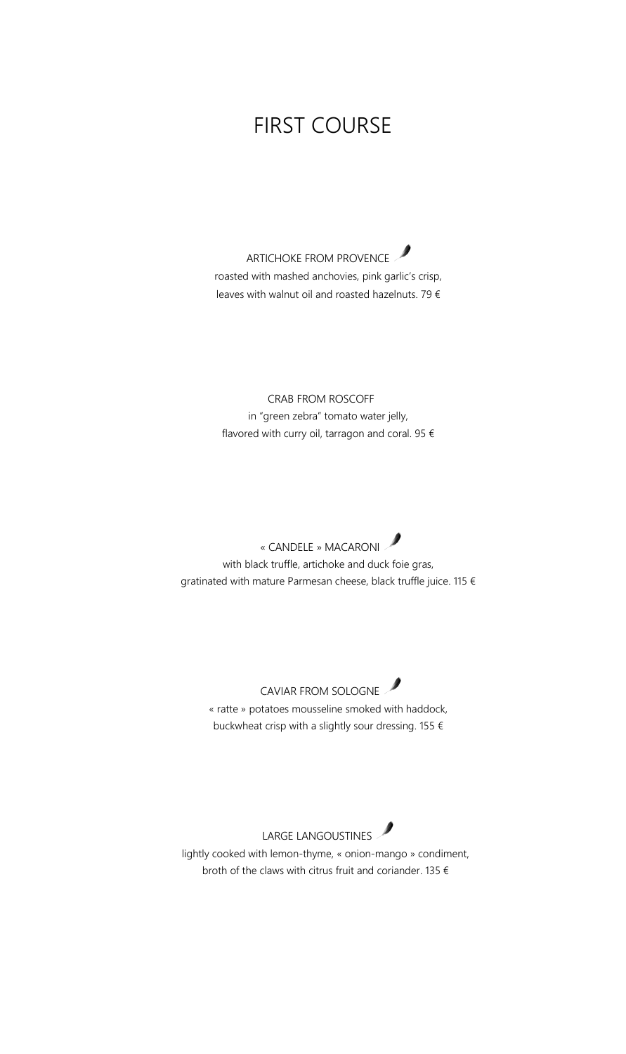# FIRST COURSE

ARTICHOKE FROM PROVENCE

roasted with mashed anchovies, pink garlic's crisp,
leaves with walnut oil and roasted hazelnuts. 79 €

CRAB FROM ROSCOFF

in "green zebra" tomato water jelly,
flavored with curry oil, tarragon and coral. 95 €

« CANDELE » MACARONI

with black truffle, artichoke and duck foie gras,
gratinated with mature Parmesan cheese, black truffle juice. 115 €

CAVIAR FROM SOLOGNE

« ratte » potatoes mousseline smoked with haddock,
buckwheat crisp with a slightly sour dressing. 155 €

LARGE LANGOUSTINES

lightly cooked with lemon-thyme, « onion-mango » condiment,
broth of the claws with citrus fruit and coriander. 135 €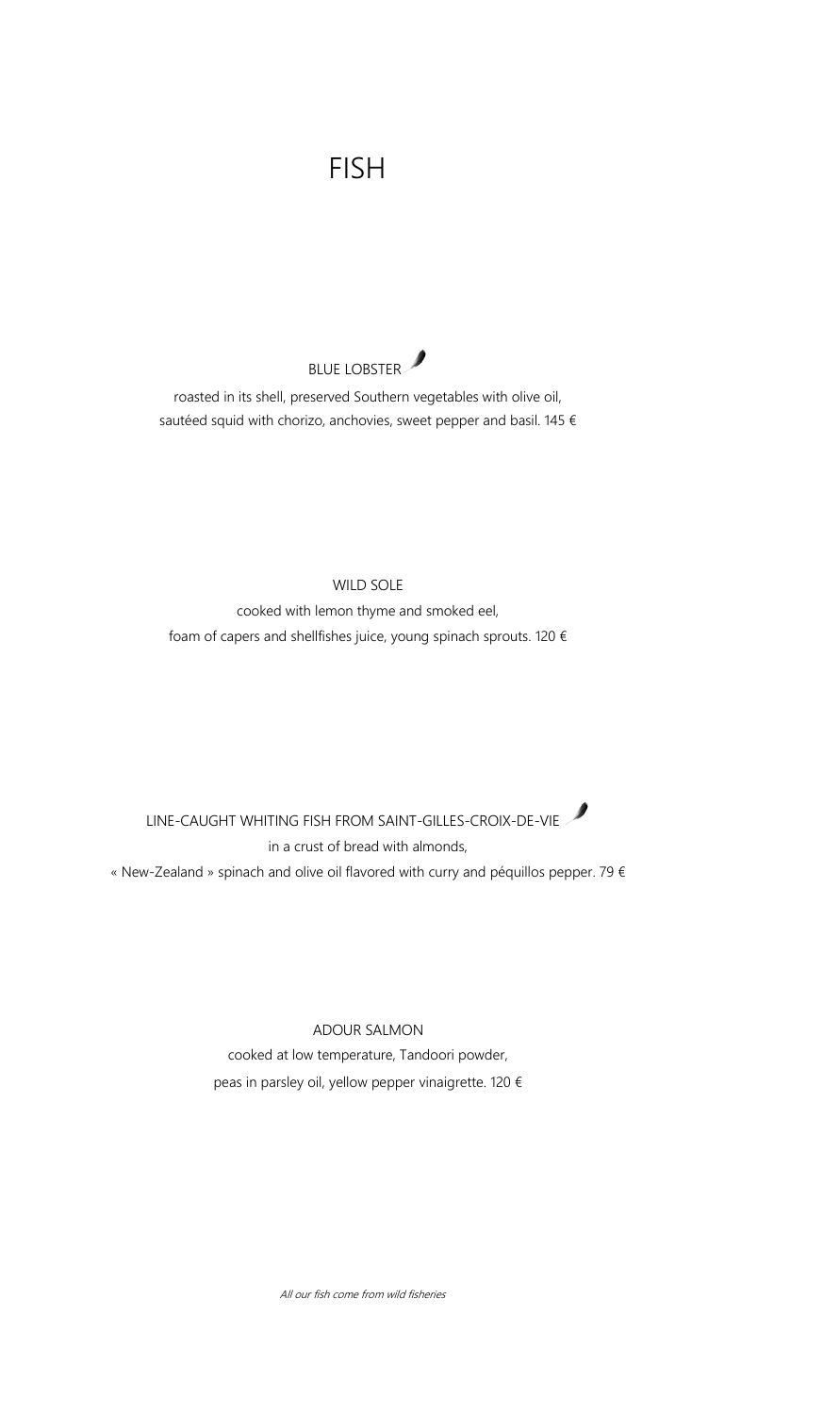# FISH

BLUE LOBSTER

roasted in its shell, preserved Southern vegetables with olive oil,
sautéed squid with chorizo, anchovies, sweet pepper and basil. 145 €

WILD SOLE

cooked with lemon thyme and smoked eel,
foam of capers and shellfishes juice, young spinach sprouts. 120 €

LINE-CAUGHT WHITING FISH FROM SAINT-GILLES-CROIX-DE-VIE

in a crust of bread with almonds,
« New-Zealand » spinach and olive oil flavored with curry and péquillos pepper. 79 €

ADOUR SALMON

cooked at low temperature, Tandoori powder,
peas in parsley oil, yellow pepper vinaigrette. 120 €

*All our fish come from wild fisheries*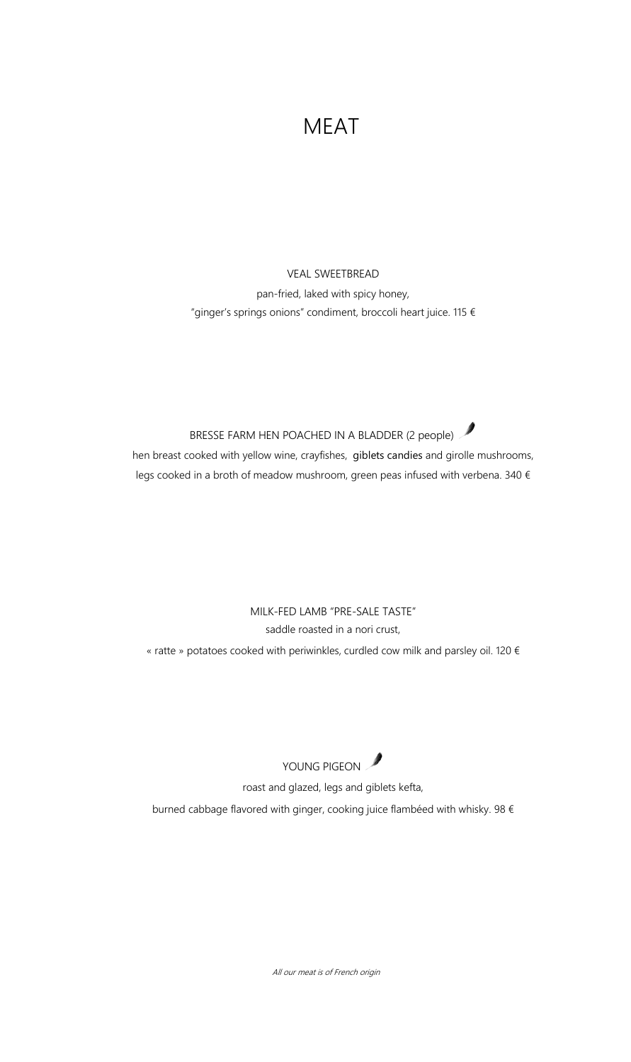# MEAT

VEAL SWEETBREAD

pan-fried, laked with spicy honey,
"ginger's springs onions" condiment, broccoli heart juice. 115 €

BRESSE FARM HEN POACHED IN A BLADDER (2 people)

hen breast cooked with yellow wine, crayfishes, giblets candies and girolle mushrooms,
legs cooked in a broth of meadow mushroom, green peas infused with verbena. 340 €

MILK-FED LAMB "PRE-SALE TASTE"

saddle roasted in a nori crust,
« ratte » potatoes cooked with periwinkles, curdled cow milk and parsley oil. 120 €

YOUNG PIGEON

roast and glazed, legs and giblets kefta,
burned cabbage flavored with ginger, cooking juice flambéed with whisky. 98 €

*All our meat is of French origin*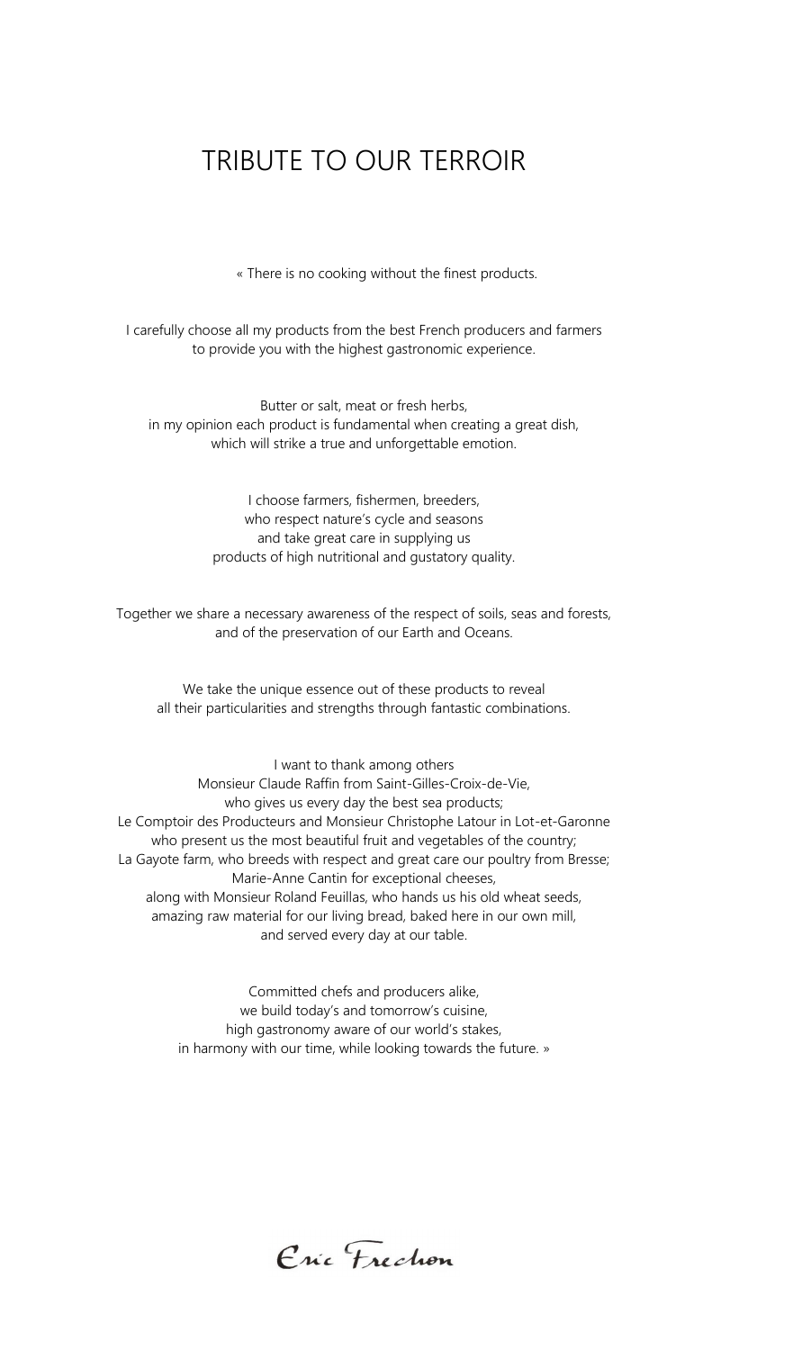# TRIBUTE TO OUR TERROIR

« There is no cooking without the finest products.

I carefully choose all my products from the best French producers and farmers
to provide you with the highest gastronomic experience.

Butter or salt, meat or fresh herbs,
in my opinion each product is fundamental when creating a great dish,
which will strike a true and unforgettable emotion.

I choose farmers, fishermen, breeders,
who respect nature's cycle and seasons
and take great care in supplying us
products of high nutritional and gustatory quality.

Together we share a necessary awareness of the respect of soils, seas and forests,
and of the preservation of our Earth and Oceans.

We take the unique essence out of these products to reveal
all their particularities and strengths through fantastic combinations.

I want to thank among others
Monsieur Claude Raffin from Saint-Gilles-Croix-de-Vie,
who gives us every day the best sea products;
Le Comptoir des Producteurs and Monsieur Christophe Latour in Lot-et-Garonne
who present us the most beautiful fruit and vegetables of the country;
La Gayote farm, who breeds with respect and great care our poultry from Bresse;
Marie-Anne Cantin for exceptional cheeses,
along with Monsieur Roland Feuillas, who hands us his old wheat seeds,
amazing raw material for our living bread, baked here in our own mill,
and served every day at our table.

Committed chefs and producers alike,
we build today's and tomorrow's cuisine,
high gastronomy aware of our world's stakes,
in harmony with our time, while looking towards the future. »

Eric Frechon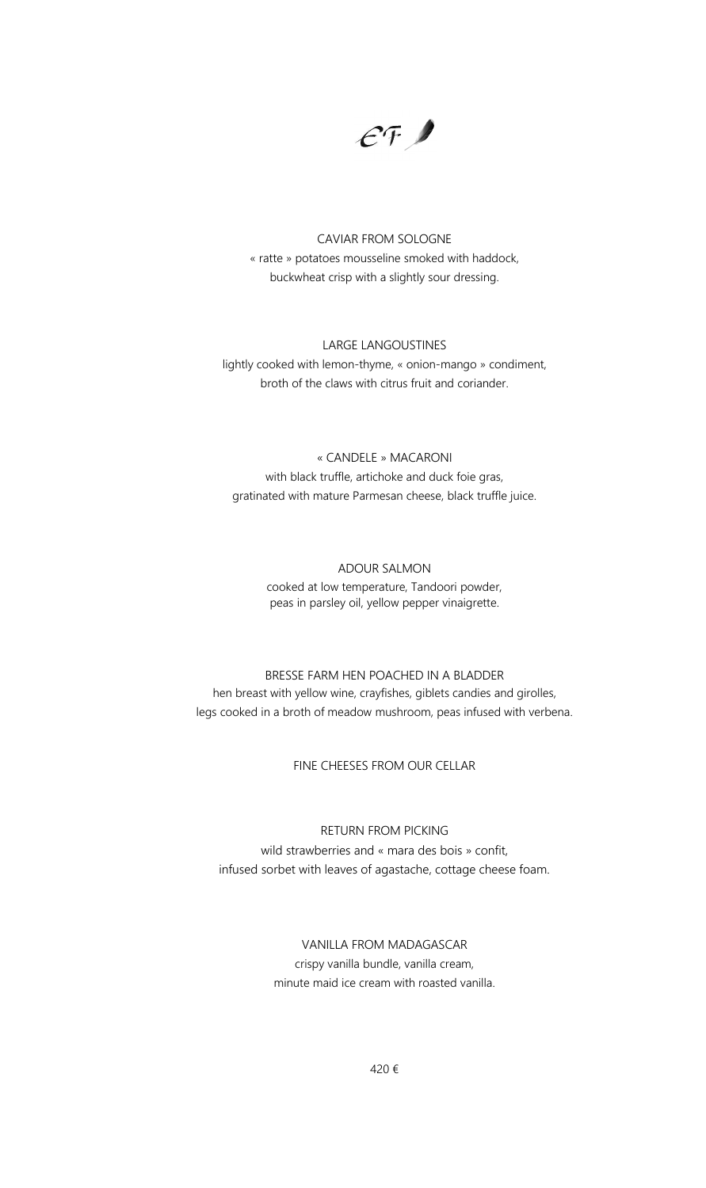CF

## CAVIAR FROM SOLOGNE

« ratte » potatoes mousseline smoked with haddock,
buckwheat crisp with a slightly sour dressing.

## LARGE LANGOUSTINES

lightly cooked with lemon-thyme, « onion-mango » condiment,
broth of the claws with citrus fruit and coriander.

## « CANDELE » MACARONI

with black truffle, artichoke and duck foie gras,
gratinated with mature Parmesan cheese, black truffle juice.

## ADOUR SALMON

cooked at low temperature, Tandoori powder,
peas in parsley oil, yellow pepper vinaigrette.

## BRESSE FARM HEN POACHED IN A BLADDER

hen breast with yellow wine, crayfishes, giblets candies and girolles,
legs cooked in a broth of meadow mushroom, peas infused with verbena.

## FINE CHEESES FROM OUR CELLAR

## RETURN FROM PICKING

wild strawberries and « mara des bois » confit,
infused sorbet with leaves of agastache, cottage cheese foam.

## VANILLA FROM MADAGASCAR

crispy vanilla bundle, vanilla cream,
minute maid ice cream with roasted vanilla.

420 €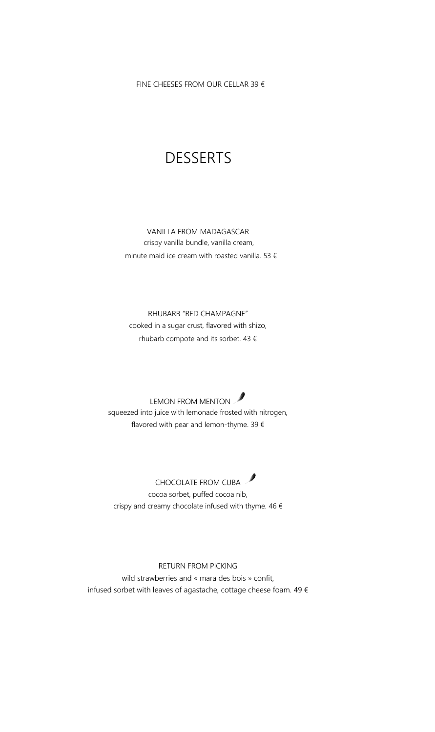FINE CHEESES FROM OUR CELLAR 39 €

# DESSERTS

VANILLA FROM MADAGASCAR
crispy vanilla bundle, vanilla cream,
minute maid ice cream with roasted vanilla. 53 €

RHUBARB "RED CHAMPAGNE"
cooked in a sugar crust, flavored with shizo,
rhubarb compote and its sorbet. 43 €

LEMON FROM MENTON
squeezed into juice with lemonade frosted with nitrogen,
flavored with pear and lemon-thyme. 39 €

CHOCOLATE FROM CUBA
cocoa sorbet, puffed cocoa nib,
crispy and creamy chocolate infused with thyme. 46 €

RETURN FROM PICKING
wild strawberries and « mara des bois » confit,
infused sorbet with leaves of agastache, cottage cheese foam. 49 €